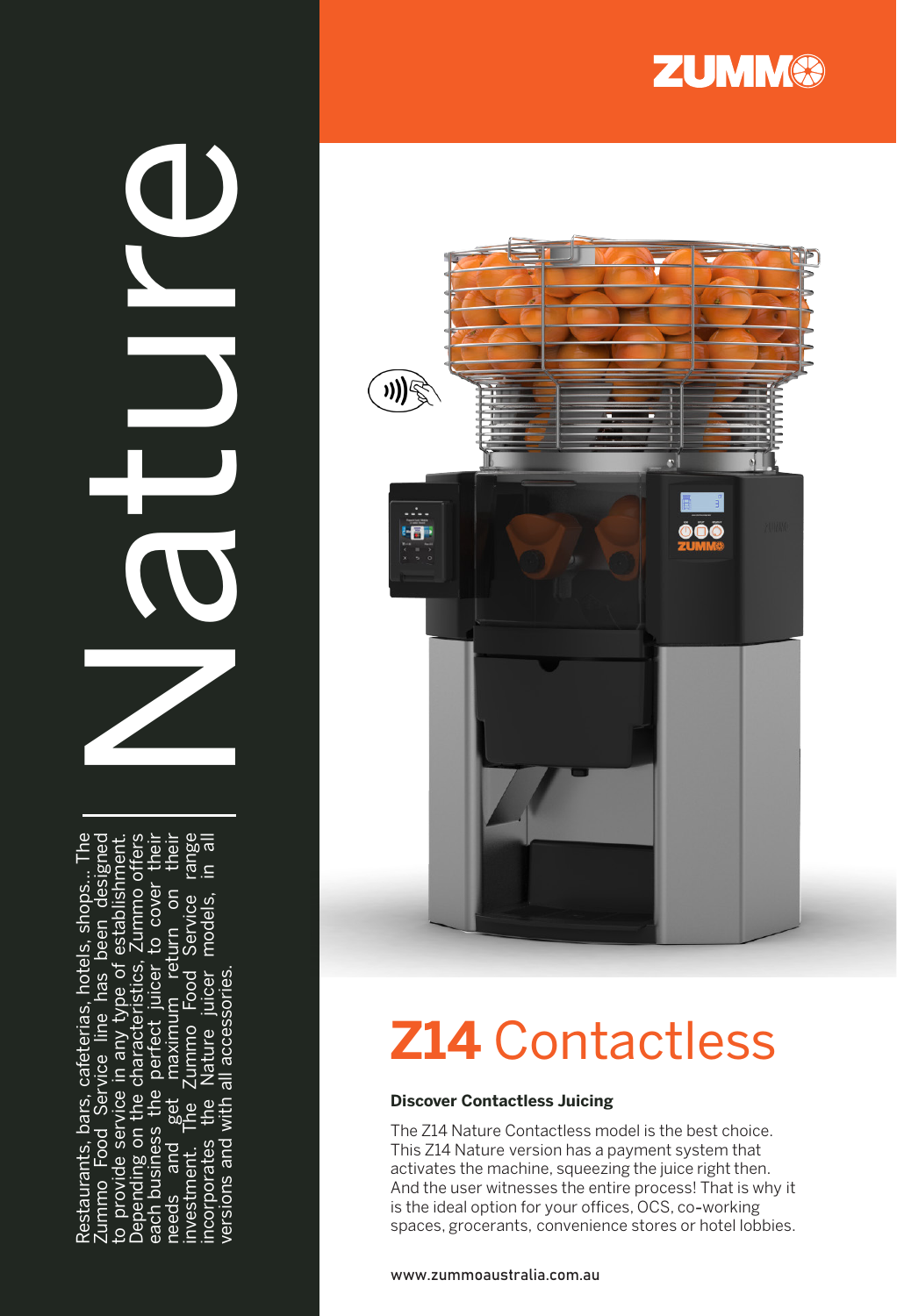# Nature

Restaurants, bars, cafeterias, hotels, shops... The Zummo Food Service line has been designed to provide service in any type of establishment. Depending on the characteristics, Zummo offers each business the perfect juicer to cover their needs and get maximum return on their investment. The Zummo Food Service range incorporates the Nature juicer models, in all versions and with all accessories.

ZUMMO

# **Z14** Contactless

### Discover Contactless Juicing

The Z14 Nature Contactless model is the best choice. This Z14 Nature version has a payment system that activates the machine, squeezing the juice right then. And the user witnesses the entire process! That is why it is the ideal option for your offices, OCS, co-working spaces, grocerants, convenience stores or hotel lobbies.

www.zummoaustralia.com.au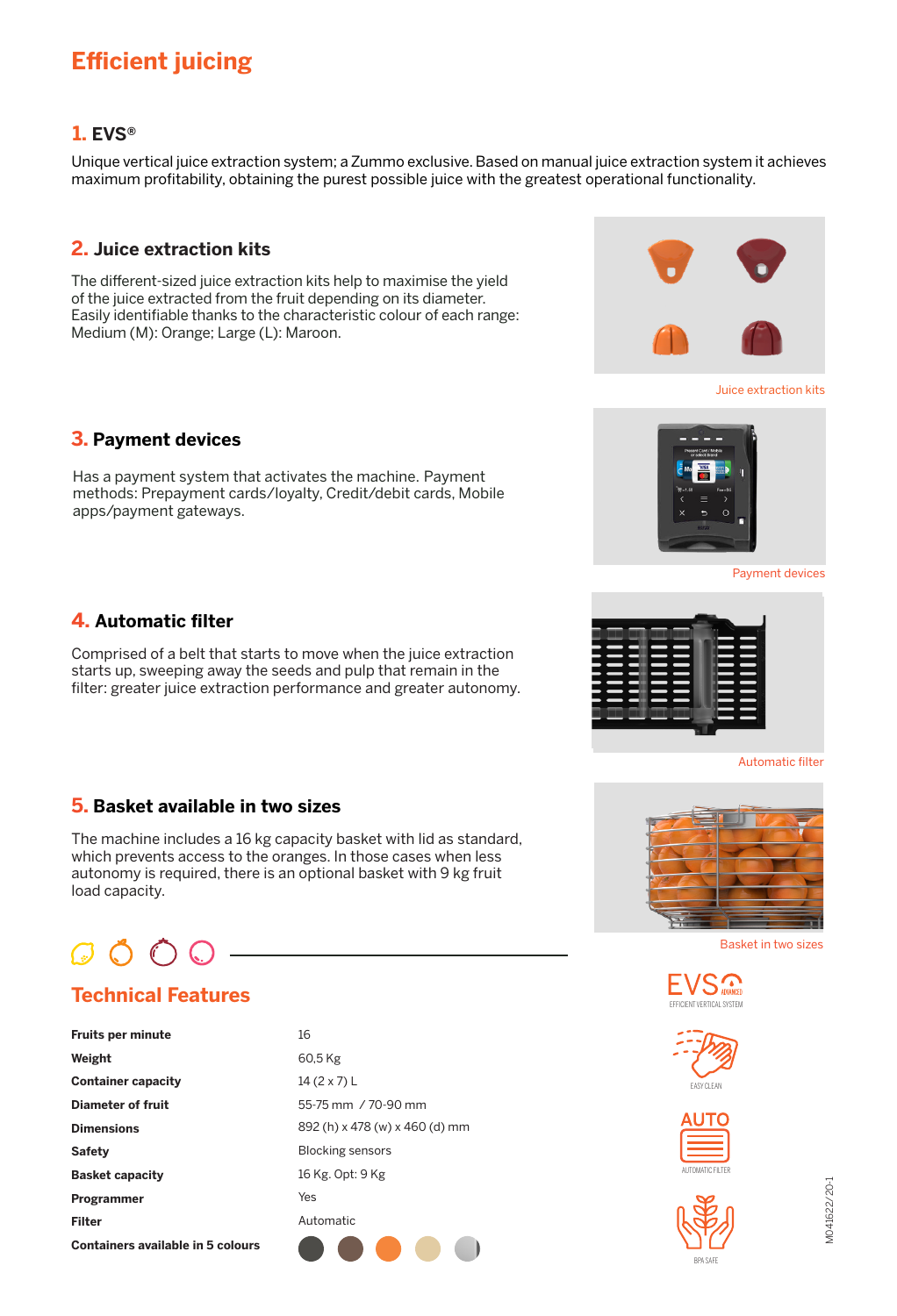# Efficient juicing

## 1. EVS®

Unique vertical juice extraction system; a Zummo exclusive. Based on manual juice extraction system it achieves maximum profitability, obtaining the purest possible juice with the greatest operational functionality.

## 2. Juice extraction kits

The different-sized juice extraction kits help to maximise the yield of the juice extracted from the fruit depending on its diameter. Easily identifiable thanks to the characteristic colour of each range: Medium (M): Orange; Large (L): Maroon.

Juice extraction kits

## 3. Payment devices

Has a payment system that activates the machine. Payment methods: Prepayment cards/loyalty, Credit/debit cards, Mobile apps/payment gateways.

Payment devices

## 4. Automatic filter

Comprised of a belt that starts to move when the juice extraction starts up, sweeping away the seeds and pulp that remain in the filter: greater juice extraction performance and greater autonomy.

Automatic filter

## 5. Basket available in two sizes

The machine includes a 16 kg capacity basket with lid as standard, which prevents access to the oranges. In those cases when less autonomy is required, there is an optional basket with 9 kg fruit load capacity.

Basket in two sizes

## Technical Features

| | |
|---|---|
| **Fruits per minute** | 16 |
| **Weight** | 60,5 Kg |
| **Container capacity** | 14 (2 x 7) L |
| **Diameter of fruit** | 55-75 mm / 70-90 mm |
| **Dimensions** | 892 (h) x 478 (w) x 460 (d) mm |
| **Safety** | Blocking sensors |
| **Basket capacity** | 16 Kg. Opt: 9 Kg |
| **Programmer** | Yes |
| **Filter** | Automatic |
| **Containers available in 5 colours** | |

EVS ADVANCED
EFFICIENT VERTICAL SYSTEM

EASY CLEAN

AUTO
AUTOMATIC FILTER

BPA SAFE

M041622/20-1